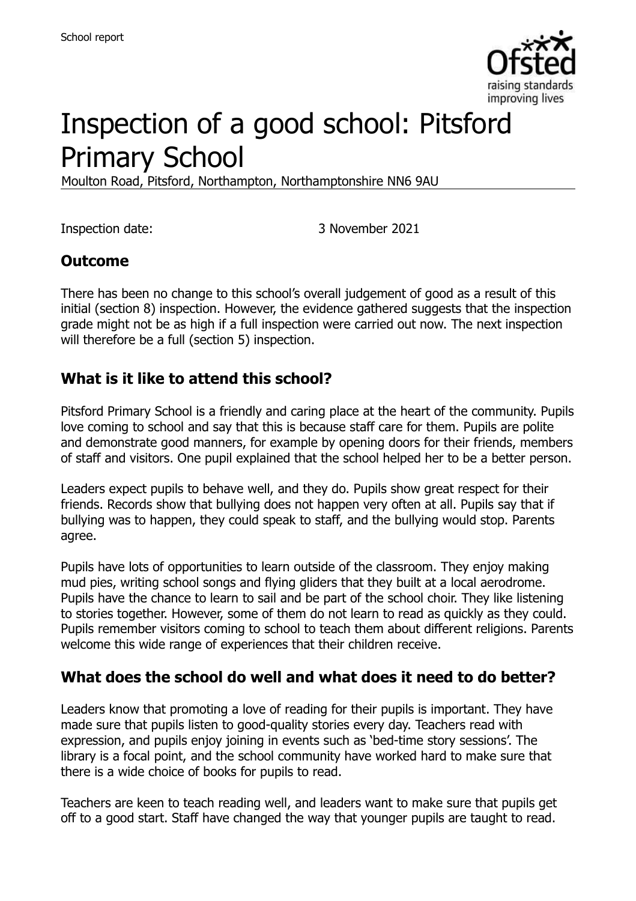School report

# Inspection of a good school: Pitsford Primary School

Moulton Road, Pitsford, Northampton, Northamptonshire NN6 9AU

Inspection date: 3 November 2021

## Outcome

There has been no change to this school's overall judgement of good as a result of this initial (section 8) inspection. However, the evidence gathered suggests that the inspection grade might not be as high if a full inspection were carried out now. The next inspection will therefore be a full (section 5) inspection.

## What is it like to attend this school?

Pitsford Primary School is a friendly and caring place at the heart of the community. Pupils love coming to school and say that this is because staff care for them. Pupils are polite and demonstrate good manners, for example by opening doors for their friends, members of staff and visitors. One pupil explained that the school helped her to be a better person.

Leaders expect pupils to behave well, and they do. Pupils show great respect for their friends. Records show that bullying does not happen very often at all. Pupils say that if bullying was to happen, they could speak to staff, and the bullying would stop. Parents agree.

Pupils have lots of opportunities to learn outside of the classroom. They enjoy making mud pies, writing school songs and flying gliders that they built at a local aerodrome. Pupils have the chance to learn to sail and be part of the school choir. They like listening to stories together. However, some of them do not learn to read as quickly as they could. Pupils remember visitors coming to school to teach them about different religions. Parents welcome this wide range of experiences that their children receive.

## What does the school do well and what does it need to do better?

Leaders know that promoting a love of reading for their pupils is important. They have made sure that pupils listen to good-quality stories every day. Teachers read with expression, and pupils enjoy joining in events such as 'bed-time story sessions'. The library is a focal point, and the school community have worked hard to make sure that there is a wide choice of books for pupils to read.

Teachers are keen to teach reading well, and leaders want to make sure that pupils get off to a good start. Staff have changed the way that younger pupils are taught to read.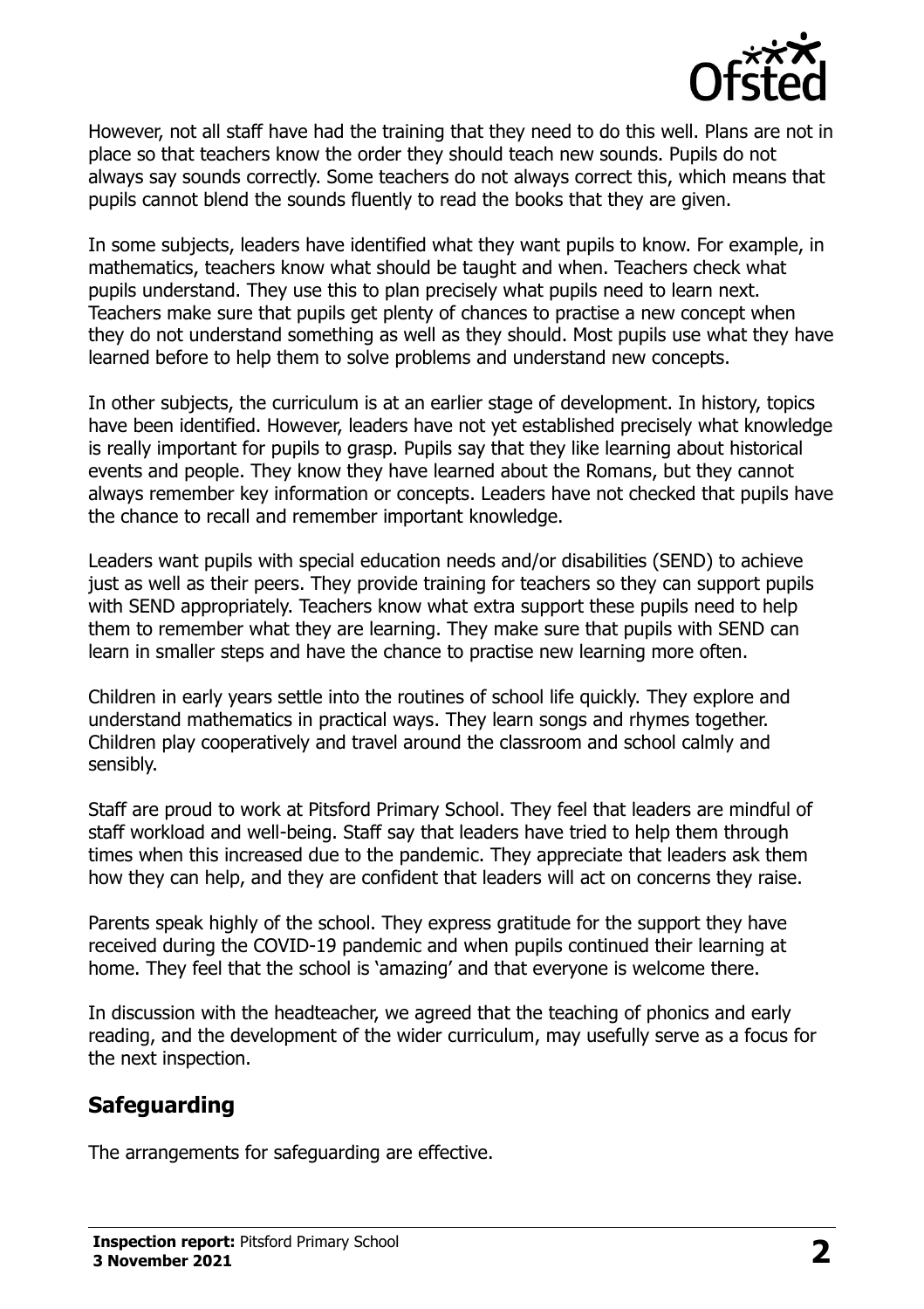However, not all staff have had the training that they need to do this well. Plans are not in place so that teachers know the order they should teach new sounds. Pupils do not always say sounds correctly. Some teachers do not always correct this, which means that pupils cannot blend the sounds fluently to read the books that they are given.

In some subjects, leaders have identified what they want pupils to know. For example, in mathematics, teachers know what should be taught and when. Teachers check what pupils understand. They use this to plan precisely what pupils need to learn next. Teachers make sure that pupils get plenty of chances to practise a new concept when they do not understand something as well as they should. Most pupils use what they have learned before to help them to solve problems and understand new concepts.

In other subjects, the curriculum is at an earlier stage of development. In history, topics have been identified. However, leaders have not yet established precisely what knowledge is really important for pupils to grasp. Pupils say that they like learning about historical events and people. They know they have learned about the Romans, but they cannot always remember key information or concepts. Leaders have not checked that pupils have the chance to recall and remember important knowledge.

Leaders want pupils with special education needs and/or disabilities (SEND) to achieve just as well as their peers. They provide training for teachers so they can support pupils with SEND appropriately. Teachers know what extra support these pupils need to help them to remember what they are learning. They make sure that pupils with SEND can learn in smaller steps and have the chance to practise new learning more often.

Children in early years settle into the routines of school life quickly. They explore and understand mathematics in practical ways. They learn songs and rhymes together. Children play cooperatively and travel around the classroom and school calmly and sensibly.

Staff are proud to work at Pitsford Primary School. They feel that leaders are mindful of staff workload and well-being. Staff say that leaders have tried to help them through times when this increased due to the pandemic. They appreciate that leaders ask them how they can help, and they are confident that leaders will act on concerns they raise.

Parents speak highly of the school. They express gratitude for the support they have received during the COVID-19 pandemic and when pupils continued their learning at home. They feel that the school is 'amazing' and that everyone is welcome there.

In discussion with the headteacher, we agreed that the teaching of phonics and early reading, and the development of the wider curriculum, may usefully serve as a focus for the next inspection.

## Safeguarding

The arrangements for safeguarding are effective.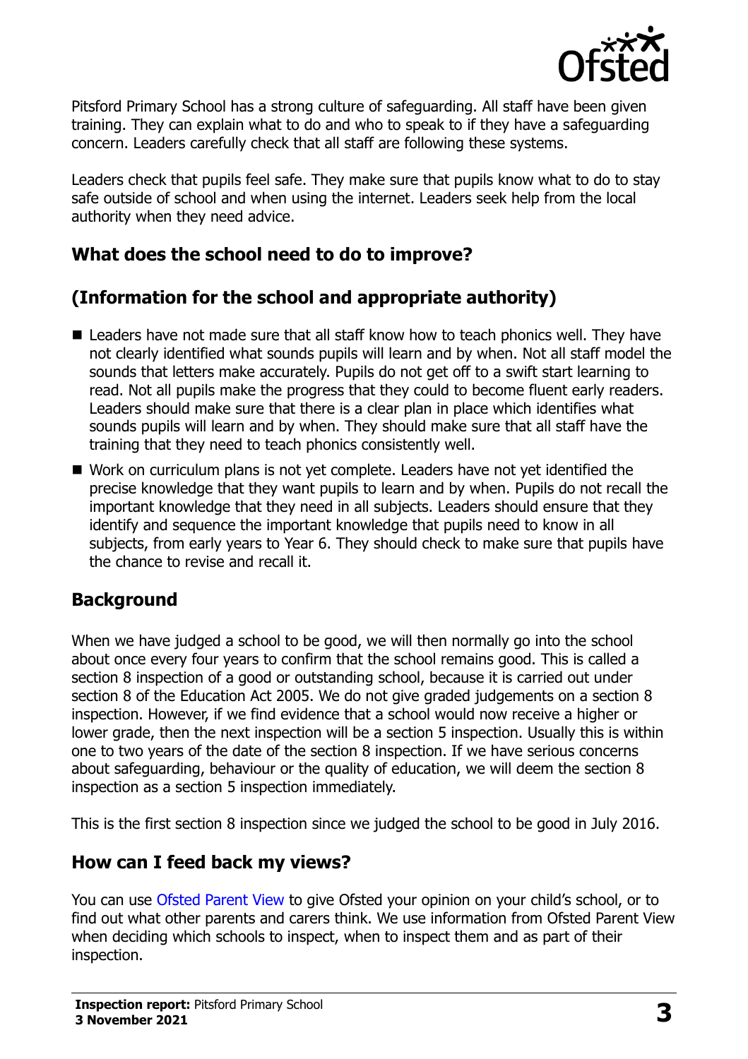Pitsford Primary School has a strong culture of safeguarding. All staff have been given training. They can explain what to do and who to speak to if they have a safeguarding concern. Leaders carefully check that all staff are following these systems.

Leaders check that pupils feel safe. They make sure that pupils know what to do to stay safe outside of school and when using the internet. Leaders seek help from the local authority when they need advice.

## What does the school need to do to improve?

## (Information for the school and appropriate authority)

- Leaders have not made sure that all staff know how to teach phonics well. They have not clearly identified what sounds pupils will learn and by when. Not all staff model the sounds that letters make accurately. Pupils do not get off to a swift start learning to read. Not all pupils make the progress that they could to become fluent early readers. Leaders should make sure that there is a clear plan in place which identifies what sounds pupils will learn and by when. They should make sure that all staff have the training that they need to teach phonics consistently well.
- Work on curriculum plans is not yet complete. Leaders have not yet identified the precise knowledge that they want pupils to learn and by when. Pupils do not recall the important knowledge that they need in all subjects. Leaders should ensure that they identify and sequence the important knowledge that pupils need to know in all subjects, from early years to Year 6. They should check to make sure that pupils have the chance to revise and recall it.

## Background

When we have judged a school to be good, we will then normally go into the school about once every four years to confirm that the school remains good. This is called a section 8 inspection of a good or outstanding school, because it is carried out under section 8 of the Education Act 2005. We do not give graded judgements on a section 8 inspection. However, if we find evidence that a school would now receive a higher or lower grade, then the next inspection will be a section 5 inspection. Usually this is within one to two years of the date of the section 8 inspection. If we have serious concerns about safeguarding, behaviour or the quality of education, we will deem the section 8 inspection as a section 5 inspection immediately.

This is the first section 8 inspection since we judged the school to be good in July 2016.

## How can I feed back my views?

You can use Ofsted Parent View to give Ofsted your opinion on your child's school, or to find out what other parents and carers think. We use information from Ofsted Parent View when deciding which schools to inspect, when to inspect them and as part of their inspection.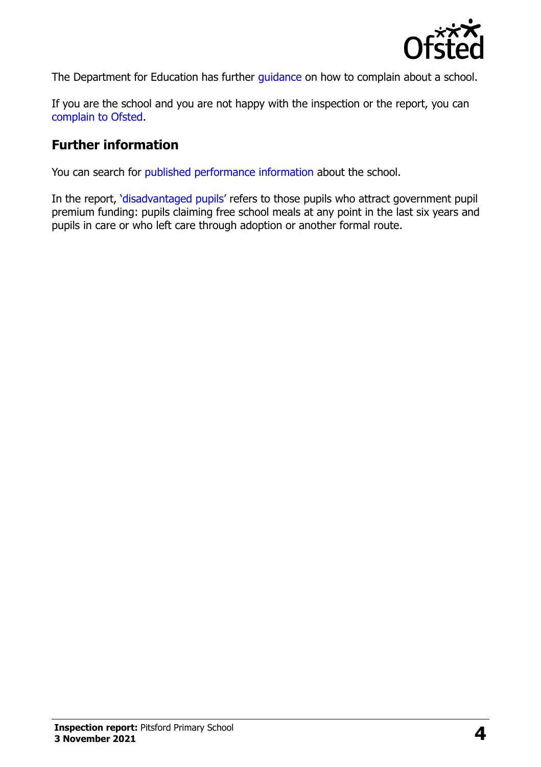The Department for Education has further guidance on how to complain about a school.

If you are the school and you are not happy with the inspection or the report, you can complain to Ofsted.

## Further information

You can search for published performance information about the school.

In the report, 'disadvantaged pupils' refers to those pupils who attract government pupil premium funding: pupils claiming free school meals at any point in the last six years and pupils in care or who left care through adoption or another formal route.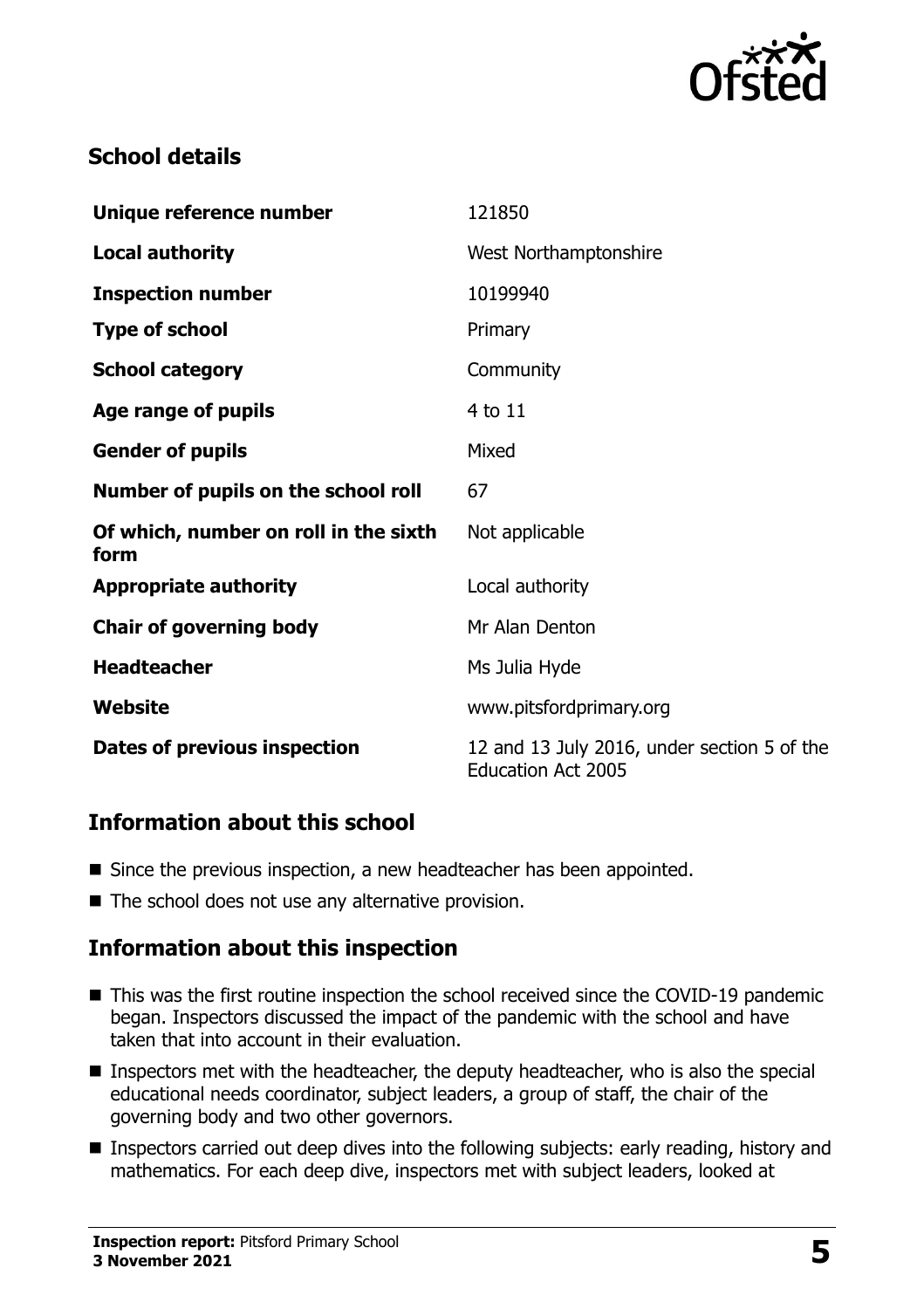## School details

| | |
|---|---|
| **Unique reference number** | 121850 |
| **Local authority** | West Northamptonshire |
| **Inspection number** | 10199940 |
| **Type of school** | Primary |
| **School category** | Community |
| **Age range of pupils** | 4 to 11 |
| **Gender of pupils** | Mixed |
| **Number of pupils on the school roll** | 67 |
| **Of which, number on roll in the sixth form** | Not applicable |
| **Appropriate authority** | Local authority |
| **Chair of governing body** | Mr Alan Denton |
| **Headteacher** | Ms Julia Hyde |
| **Website** | www.pitsfordprimary.org |
| **Dates of previous inspection** | 12 and 13 July 2016, under section 5 of the Education Act 2005 |

## Information about this school

- Since the previous inspection, a new headteacher has been appointed.
- The school does not use any alternative provision.

## Information about this inspection

- This was the first routine inspection the school received since the COVID-19 pandemic began. Inspectors discussed the impact of the pandemic with the school and have taken that into account in their evaluation.
- Inspectors met with the headteacher, the deputy headteacher, who is also the special educational needs coordinator, subject leaders, a group of staff, the chair of the governing body and two other governors.
- Inspectors carried out deep dives into the following subjects: early reading, history and mathematics. For each deep dive, inspectors met with subject leaders, looked at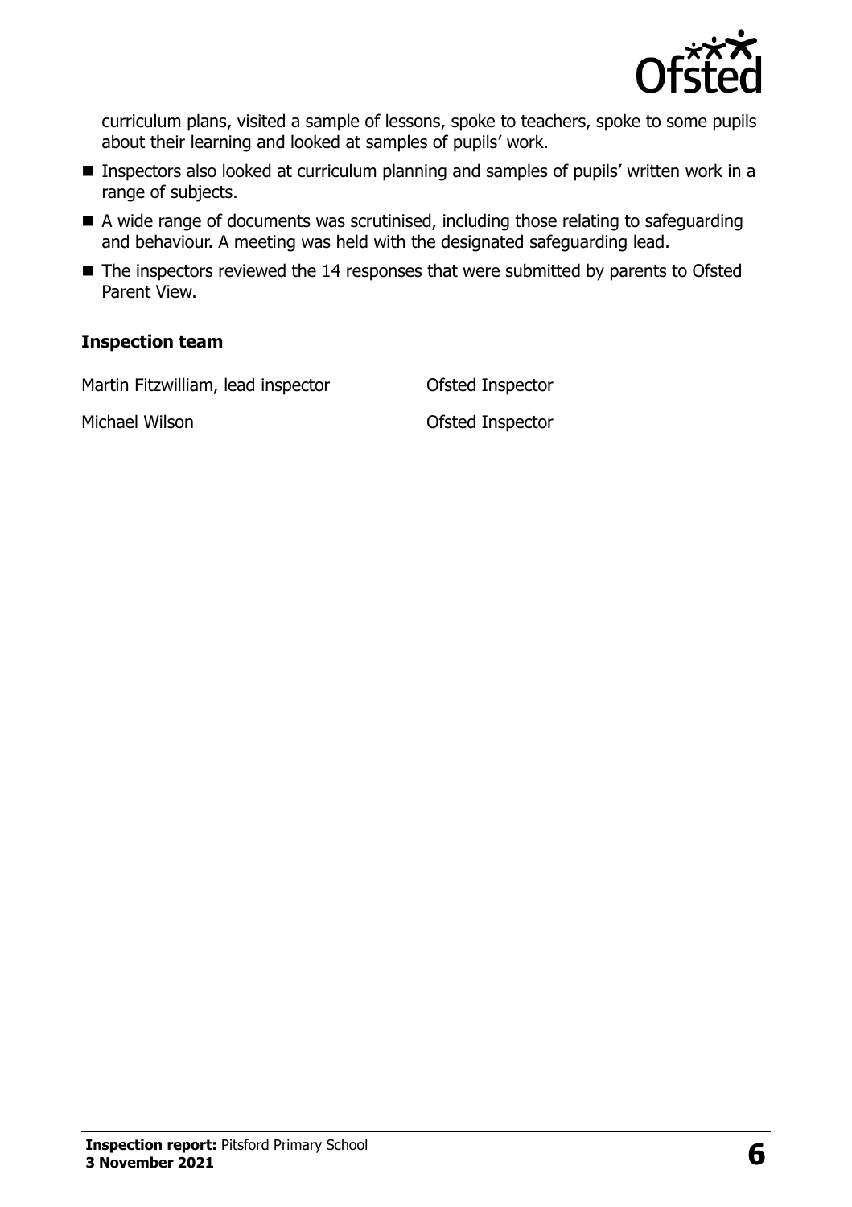curriculum plans, visited a sample of lessons, spoke to teachers, spoke to some pupils about their learning and looked at samples of pupils' work.

- Inspectors also looked at curriculum planning and samples of pupils' written work in a range of subjects.
- A wide range of documents was scrutinised, including those relating to safeguarding and behaviour. A meeting was held with the designated safeguarding lead.
- The inspectors reviewed the 14 responses that were submitted by parents to Ofsted Parent View.

### Inspection team

| | |
|---|---|
| Martin Fitzwilliam, lead inspector | Ofsted Inspector |
| Michael Wilson | Ofsted Inspector |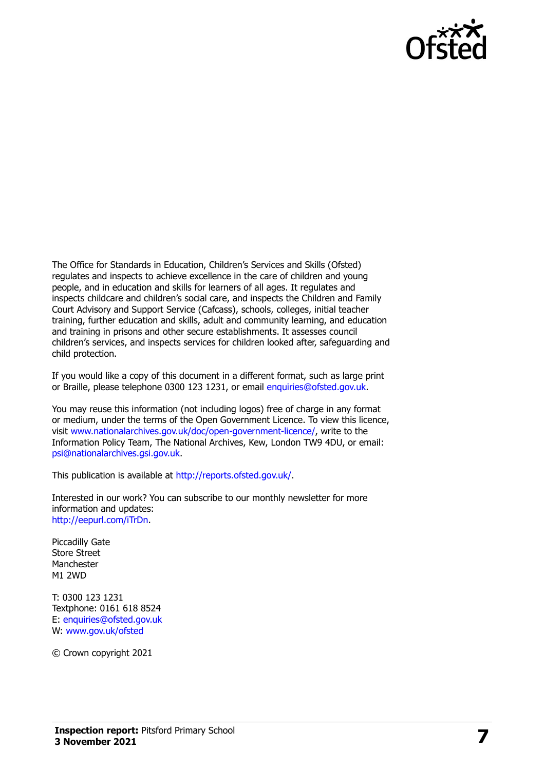The Office for Standards in Education, Children's Services and Skills (Ofsted) regulates and inspects to achieve excellence in the care of children and young people, and in education and skills for learners of all ages. It regulates and inspects childcare and children's social care, and inspects the Children and Family Court Advisory and Support Service (Cafcass), schools, colleges, initial teacher training, further education and skills, adult and community learning, and education and training in prisons and other secure establishments. It assesses council children's services, and inspects services for children looked after, safeguarding and child protection.

If you would like a copy of this document in a different format, such as large print or Braille, please telephone 0300 123 1231, or email enquiries@ofsted.gov.uk.

You may reuse this information (not including logos) free of charge in any format or medium, under the terms of the Open Government Licence. To view this licence, visit www.nationalarchives.gov.uk/doc/open-government-licence/, write to the Information Policy Team, The National Archives, Kew, London TW9 4DU, or email: psi@nationalarchives.gsi.gov.uk.

This publication is available at http://reports.ofsted.gov.uk/.

Interested in our work? You can subscribe to our monthly newsletter for more information and updates:
http://eepurl.com/iTrDn.

Piccadilly Gate
Store Street
Manchester
M1 2WD

T: 0300 123 1231
Textphone: 0161 618 8524
E: enquiries@ofsted.gov.uk
W: www.gov.uk/ofsted

© Crown copyright 2021